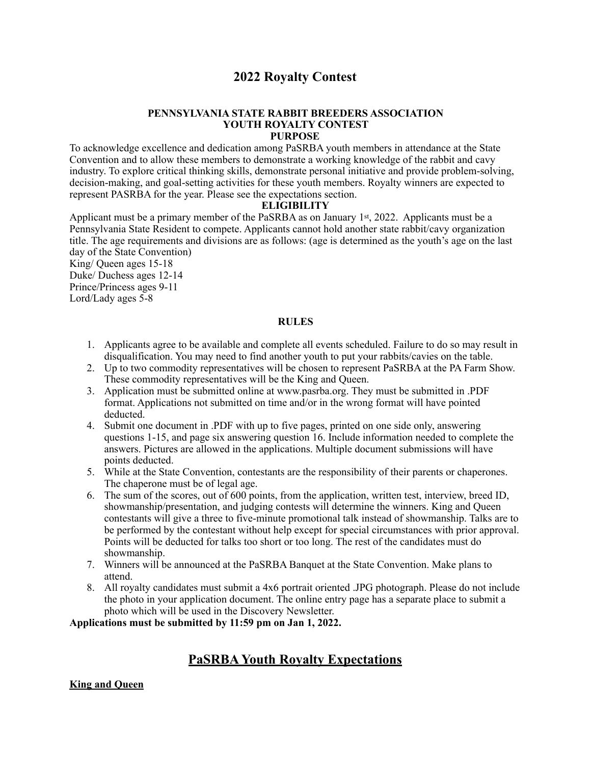# 2022 Royalty Contest

### PENNSYLVANIA STATE RABBIT BREEDERS ASSOCIATION
### YOUTH ROYALTY CONTEST
### PURPOSE

To acknowledge excellence and dedication among PaSRBA youth members in attendance at the State Convention and to allow these members to demonstrate a working knowledge of the rabbit and cavy industry. To explore critical thinking skills, demonstrate personal initiative and provide problem-solving, decision-making, and goal-setting activities for these youth members. Royalty winners are expected to represent PASRBA for the year. Please see the expectations section.

### ELIGIBILITY

Applicant must be a primary member of the PaSRBA as on January 1st, 2022. Applicants must be a Pennsylvania State Resident to compete. Applicants cannot hold another state rabbit/cavy organization title. The age requirements and divisions are as follows: (age is determined as the youth's age on the last day of the State Convention)

King/ Queen ages 15-18
Duke/ Duchess ages 12-14
Prince/Princess ages 9-11
Lord/Lady ages 5-8

### RULES

1. Applicants agree to be available and complete all events scheduled. Failure to do so may result in disqualification. You may need to find another youth to put your rabbits/cavies on the table.
2. Up to two commodity representatives will be chosen to represent PaSRBA at the PA Farm Show. These commodity representatives will be the King and Queen.
3. Application must be submitted online at www.pasrba.org. They must be submitted in .PDF format. Applications not submitted on time and/or in the wrong format will have pointed deducted.
4. Submit one document in .PDF with up to five pages, printed on one side only, answering questions 1-15, and page six answering question 16. Include information needed to complete the answers. Pictures are allowed in the applications. Multiple document submissions will have points deducted.
5. While at the State Convention, contestants are the responsibility of their parents or chaperones. The chaperone must be of legal age.
6. The sum of the scores, out of 600 points, from the application, written test, interview, breed ID, showmanship/presentation, and judging contests will determine the winners. King and Queen contestants will give a three to five-minute promotional talk instead of showmanship. Talks are to be performed by the contestant without help except for special circumstances with prior approval. Points will be deducted for talks too short or too long. The rest of the candidates must do showmanship.
7. Winners will be announced at the PaSRBA Banquet at the State Convention. Make plans to attend.
8. All royalty candidates must submit a 4x6 portrait oriented .JPG photograph. Please do not include the photo in your application document. The online entry page has a separate place to submit a photo which will be used in the Discovery Newsletter.

**Applications must be submitted by 11:59 pm on Jan 1, 2022.**

## PaSRBA Youth Royalty Expectations

**King and Queen**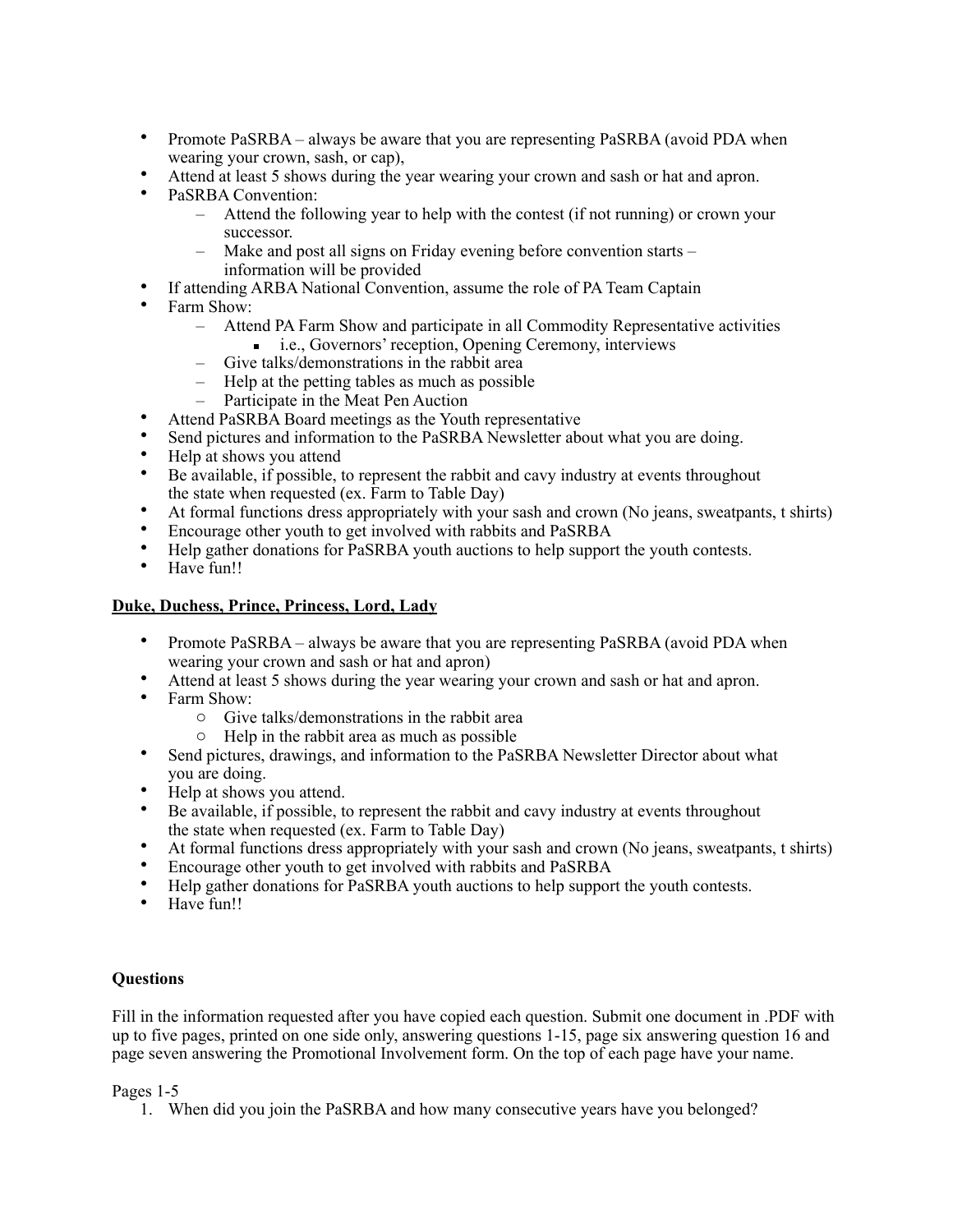- Promote PaSRBA – always be aware that you are representing PaSRBA (avoid PDA when wearing your crown, sash, or cap),
- Attend at least 5 shows during the year wearing your crown and sash or hat and apron.
- PaSRBA Convention:
  - Attend the following year to help with the contest (if not running) or crown your successor.
  - Make and post all signs on Friday evening before convention starts – information will be provided
- If attending ARBA National Convention, assume the role of PA Team Captain
- Farm Show:
  - Attend PA Farm Show and participate in all Commodity Representative activities
    - i.e., Governors' reception, Opening Ceremony, interviews
  - Give talks/demonstrations in the rabbit area
  - Help at the petting tables as much as possible
  - Participate in the Meat Pen Auction
- Attend PaSRBA Board meetings as the Youth representative
- Send pictures and information to the PaSRBA Newsletter about what you are doing.
- Help at shows you attend
- Be available, if possible, to represent the rabbit and cavy industry at events throughout the state when requested (ex. Farm to Table Day)
- At formal functions dress appropriately with your sash and crown (No jeans, sweatpants, t shirts)
- Encourage other youth to get involved with rabbits and PaSRBA
- Help gather donations for PaSRBA youth auctions to help support the youth contests.
- Have fun!!

**<u>Duke, Duchess, Prince, Princess, Lord, Lady</u>**

- Promote PaSRBA – always be aware that you are representing PaSRBA (avoid PDA when wearing your crown and sash or hat and apron)
- Attend at least 5 shows during the year wearing your crown and sash or hat and apron.
- Farm Show:
  - Give talks/demonstrations in the rabbit area
  - Help in the rabbit area as much as possible
- Send pictures, drawings, and information to the PaSRBA Newsletter Director about what you are doing.
- Help at shows you attend.
- Be available, if possible, to represent the rabbit and cavy industry at events throughout the state when requested (ex. Farm to Table Day)
- At formal functions dress appropriately with your sash and crown (No jeans, sweatpants, t shirts)
- Encourage other youth to get involved with rabbits and PaSRBA
- Help gather donations for PaSRBA youth auctions to help support the youth contests.
- Have fun!!

**Questions**

Fill in the information requested after you have copied each question. Submit one document in .PDF with up to five pages, printed on one side only, answering questions 1-15, page six answering question 16 and page seven answering the Promotional Involvement form. On the top of each page have your name.

Pages 1-5

1. When did you join the PaSRBA and how many consecutive years have you belonged?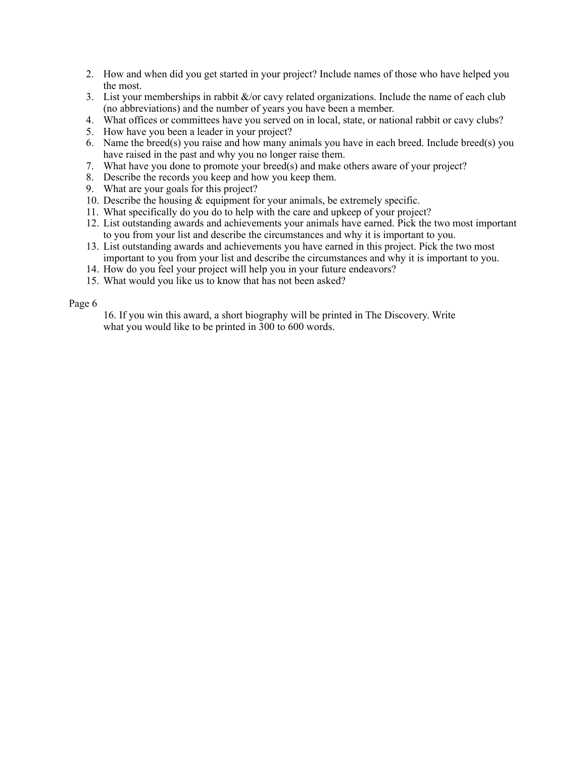2. How and when did you get started in your project? Include names of those who have helped you the most.
3. List your memberships in rabbit &/or cavy related organizations. Include the name of each club (no abbreviations) and the number of years you have been a member.
4. What offices or committees have you served on in local, state, or national rabbit or cavy clubs?
5. How have you been a leader in your project?
6. Name the breed(s) you raise and how many animals you have in each breed. Include breed(s) you have raised in the past and why you no longer raise them.
7. What have you done to promote your breed(s) and make others aware of your project?
8. Describe the records you keep and how you keep them.
9. What are your goals for this project?
10. Describe the housing & equipment for your animals, be extremely specific.
11. What specifically do you do to help with the care and upkeep of your project?
12. List outstanding awards and achievements your animals have earned. Pick the two most important to you from your list and describe the circumstances and why it is important to you.
13. List outstanding awards and achievements you have earned in this project. Pick the two most important to you from your list and describe the circumstances and why it is important to you.
14. How do you feel your project will help you in your future endeavors?
15. What would you like us to know that has not been asked?

Page 6

16. If you win this award, a short biography will be printed in The Discovery. Write what you would like to be printed in 300 to 600 words.